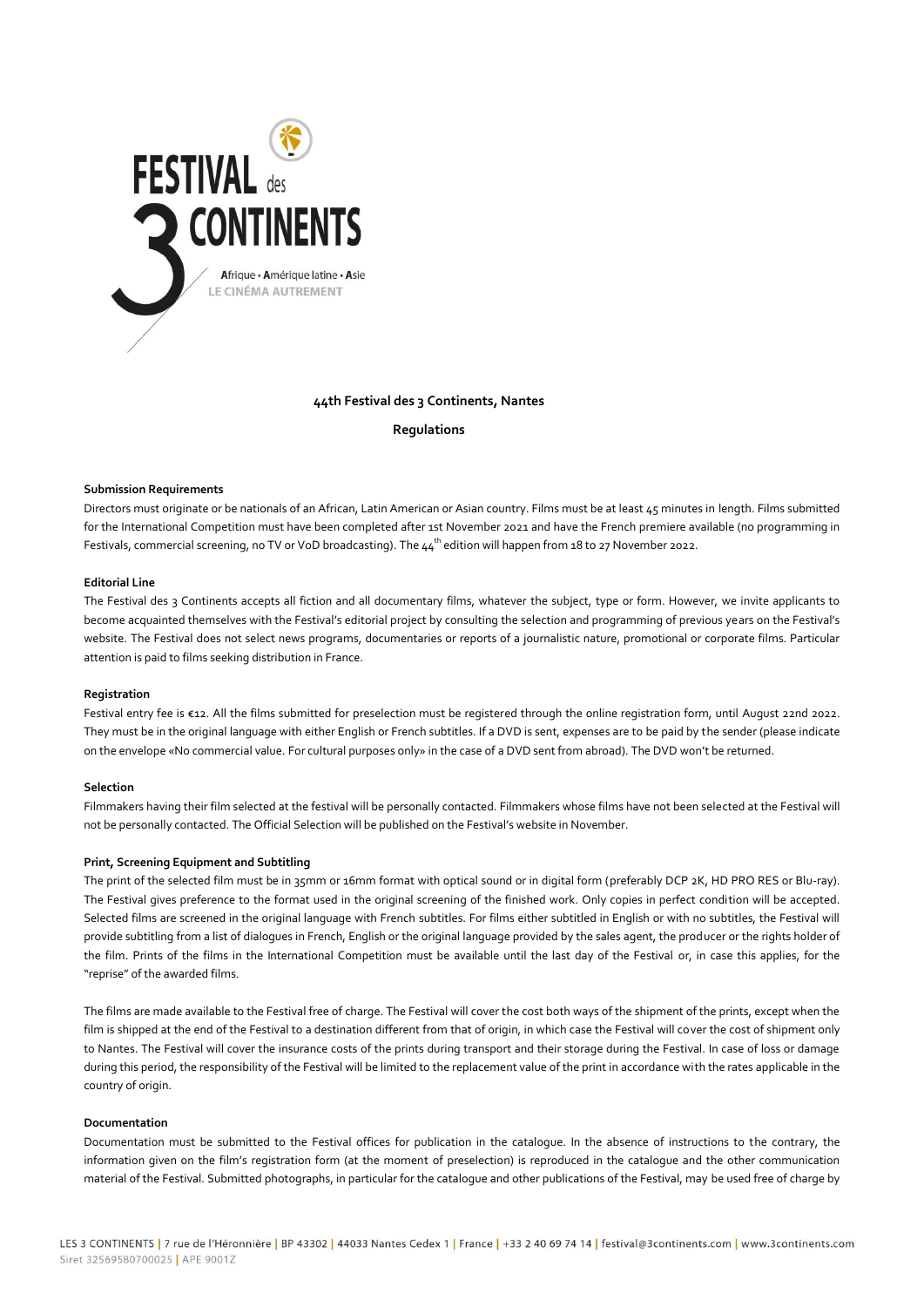FESTIVAL des 3 CONTINENTS

Afrique • Amérique latine • Asie

LE CINÉMA AUTREMENT

# 44th Festival des 3 Continents, Nantes

## Regulations

### Submission Requirements

Directors must originate or be nationals of an African, Latin American or Asian country. Films must be at least 45 minutes in length. Films submitted for the International Competition must have been completed after 1st November 2021 and have the French premiere available (no programming in Festivals, commercial screening, no TV or VoD broadcasting). The $44^{th}$ edition will happen from 18 to 27 November 2022.

### Editorial Line

The Festival des 3 Continents accepts all fiction and all documentary films, whatever the subject, type or form. However, we invite applicants to become acquainted themselves with the Festival's editorial project by consulting the selection and programming of previous years on the Festival's website. The Festival does not select news programs, documentaries or reports of a journalistic nature, promotional or corporate films. Particular attention is paid to films seeking distribution in France.

### Registration

Festival entry fee is €12. All the films submitted for preselection must be registered through the online registration form, until August 22nd 2022. They must be in the original language with either English or French subtitles. If a DVD is sent, expenses are to be paid by the sender (please indicate on the envelope «No commercial value. For cultural purposes only» in the case of a DVD sent from abroad). The DVD won't be returned.

### Selection

Filmmakers having their film selected at the festival will be personally contacted. Filmmakers whose films have not been selected at the Festival will not be personally contacted. The Official Selection will be published on the Festival's website in November.

### Print, Screening Equipment and Subtitling

The print of the selected film must be in 35mm or 16mm format with optical sound or in digital form (preferably DCP 2K, HD PRO RES or Blu-ray). The Festival gives preference to the format used in the original screening of the finished work. Only copies in perfect condition will be accepted. Selected films are screened in the original language with French subtitles. For films either subtitled in English or with no subtitles, the Festival will provide subtitling from a list of dialogues in French, English or the original language provided by the sales agent, the producer or the rights holder of the film. Prints of the films in the International Competition must be available until the last day of the Festival or, in case this applies, for the "reprise" of the awarded films.

The films are made available to the Festival free of charge. The Festival will cover the cost both ways of the shipment of the prints, except when the film is shipped at the end of the Festival to a destination different from that of origin, in which case the Festival will cover the cost of shipment only to Nantes. The Festival will cover the insurance costs of the prints during transport and their storage during the Festival. In case of loss or damage during this period, the responsibility of the Festival will be limited to the replacement value of the print in accordance with the rates applicable in the country of origin.

### Documentation

Documentation must be submitted to the Festival offices for publication in the catalogue. In the absence of instructions to the contrary, the information given on the film's registration form (at the moment of preselection) is reproduced in the catalogue and the other communication material of the Festival. Submitted photographs, in particular for the catalogue and other publications of the Festival, may be used free of charge by

LES 3 CONTINENTS | 7 rue de l'Héronnière | BP 43302 | 44033 Nantes Cedex 1 | France | +33 2 40 69 74 14 | festival@3continents.com | www.3continents.com
Siret 32569580700025 | APE 9001Z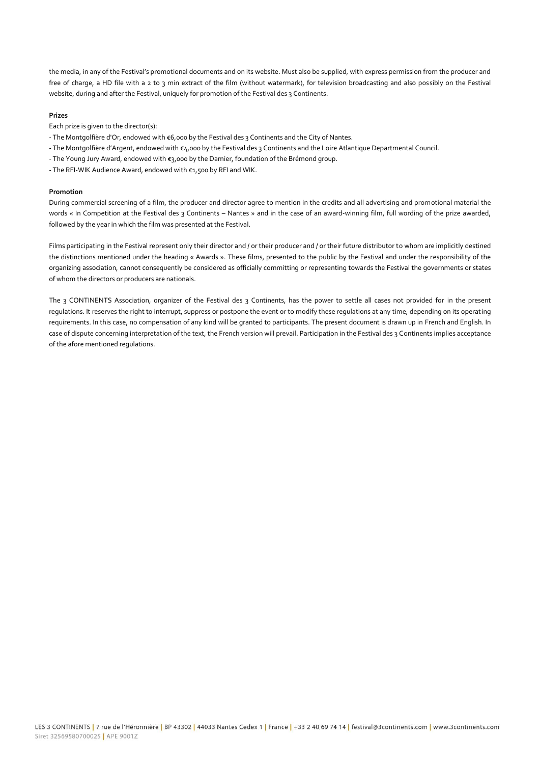the media, in any of the Festival's promotional documents and on its website. Must also be supplied, with express permission from the producer and free of charge, a HD file with a 2 to 3 min extract of the film (without watermark), for television broadcasting and also possibly on the Festival website, during and after the Festival, uniquely for promotion of the Festival des 3 Continents.

**Prizes**

Each prize is given to the director(s):

- The Montgolfière d'Or, endowed with €6,000 by the Festival des 3 Continents and the City of Nantes.
- The Montgolfière d'Argent, endowed with €4,000 by the Festival des 3 Continents and the Loire Atlantique Departmental Council.
- The Young Jury Award, endowed with €3,000 by the Damier, foundation of the Brémond group.
- The RFI-WIK Audience Award, endowed with €1,500 by RFI and WIK.

**Promotion**

During commercial screening of a film, the producer and director agree to mention in the credits and all advertising and promotional material the words « In Competition at the Festival des 3 Continents – Nantes » and in the case of an award-winning film, full wording of the prize awarded, followed by the year in which the film was presented at the Festival.

Films participating in the Festival represent only their director and / or their producer and / or their future distributor to whom are implicitly destined the distinctions mentioned under the heading « Awards ». These films, presented to the public by the Festival and under the responsibility of the organizing association, cannot consequently be considered as officially committing or representing towards the Festival the governments or states of whom the directors or producers are nationals.

The 3 CONTINENTS Association, organizer of the Festival des 3 Continents, has the power to settle all cases not provided for in the present regulations. It reserves the right to interrupt, suppress or postpone the event or to modify these regulations at any time, depending on its operating requirements. In this case, no compensation of any kind will be granted to participants. The present document is drawn up in French and English. In case of dispute concerning interpretation of the text, the French version will prevail. Participation in the Festival des 3 Continents implies acceptance of the afore mentioned regulations.